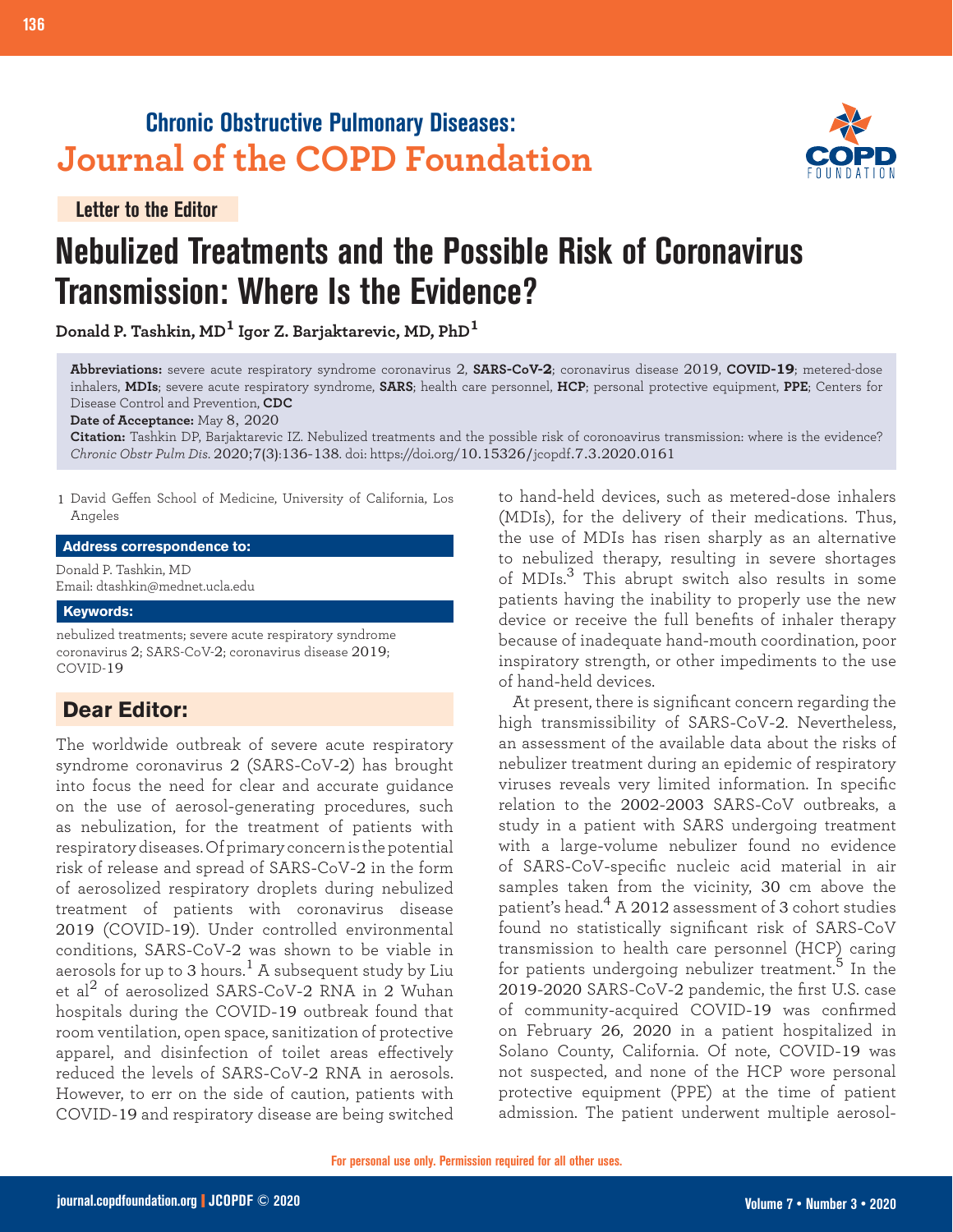# Chronic Obstructive Pulmonary Diseases: Journal of the COPD Foundation

**Letter to the Editor**

# Nebulized Treatments and the Possible Risk of Coronavirus Transmission: Where Is the Evidence?

**Donald P. Tashkin, MD[1] Igor Z. Barjaktarevic, MD, PhD[1]**

**Abbreviations:** severe acute respiratory syndrome coronavirus 2, **SARS-CoV-2**; coronavirus disease 2019, **COVID-19**; metered-dose inhalers, **MDIs**; severe acute respiratory syndrome, **SARS**; health care personnel, **HCP**; personal protective equipment, **PPE**; Centers for Disease Control and Prevention, **CDC**

**Date of Acceptance:** May 8, 2020

**Citation:** Tashkin DP, Barjaktarevic IZ. Nebulized treatments and the possible risk of coronoavirus transmission: where is the evidence? *Chronic Obstr Pulm Dis.* 2020;7(3):136-138. doi: https://doi.org/10.15326/jcopdf.7.3.2020.0161

1 David Geffen School of Medicine, University of California, Los Angeles

**Address correspondence to:**

Donald P. Tashkin, MD
Email: dtashkin@mednet.ucla.edu

**Keywords:**

nebulized treatments; severe acute respiratory syndrome coronavirus 2; SARS-CoV-2; coronavirus disease 2019; COVID-19

## Dear Editor:

The worldwide outbreak of severe acute respiratory syndrome coronavirus 2 (SARS-CoV-2) has brought into focus the need for clear and accurate guidance on the use of aerosol-generating procedures, such as nebulization, for the treatment of patients with respiratory diseases. Of primary concern is the potential risk of release and spread of SARS-CoV-2 in the form of aerosolized respiratory droplets during nebulized treatment of patients with coronavirus disease 2019 (COVID-19). Under controlled environmental conditions, SARS-CoV-2 was shown to be viable in aerosols for up to 3 hours.[1] A subsequent study by Liu et al[2] of aerosolized SARS-CoV-2 RNA in 2 Wuhan hospitals during the COVID-19 outbreak found that room ventilation, open space, sanitization of protective apparel, and disinfection of toilet areas effectively reduced the levels of SARS-CoV-2 RNA in aerosols. However, to err on the side of caution, patients with COVID-19 and respiratory disease are being switched to hand-held devices, such as metered-dose inhalers (MDIs), for the delivery of their medications. Thus, the use of MDIs has risen sharply as an alternative to nebulized therapy, resulting in severe shortages of MDIs.[3] This abrupt switch also results in some patients having the inability to properly use the new device or receive the full benefits of inhaler therapy because of inadequate hand-mouth coordination, poor inspiratory strength, or other impediments to the use of hand-held devices.

At present, there is significant concern regarding the high transmissibility of SARS-CoV-2. Nevertheless, an assessment of the available data about the risks of nebulizer treatment during an epidemic of respiratory viruses reveals very limited information. In specific relation to the 2002-2003 SARS-CoV outbreaks, a study in a patient with SARS undergoing treatment with a large-volume nebulizer found no evidence of SARS-CoV-specific nucleic acid material in air samples taken from the vicinity, 30 cm above the patient's head.[4] A 2012 assessment of 3 cohort studies found no statistically significant risk of SARS-CoV transmission to health care personnel (HCP) caring for patients undergoing nebulizer treatment.[5] In the 2019-2020 SARS-CoV-2 pandemic, the first U.S. case of community-acquired COVID-19 was confirmed on February 26, 2020 in a patient hospitalized in Solano County, California. Of note, COVID-19 was not suspected, and none of the HCP wore personal protective equipment (PPE) at the time of patient admission. The patient underwent multiple aerosol-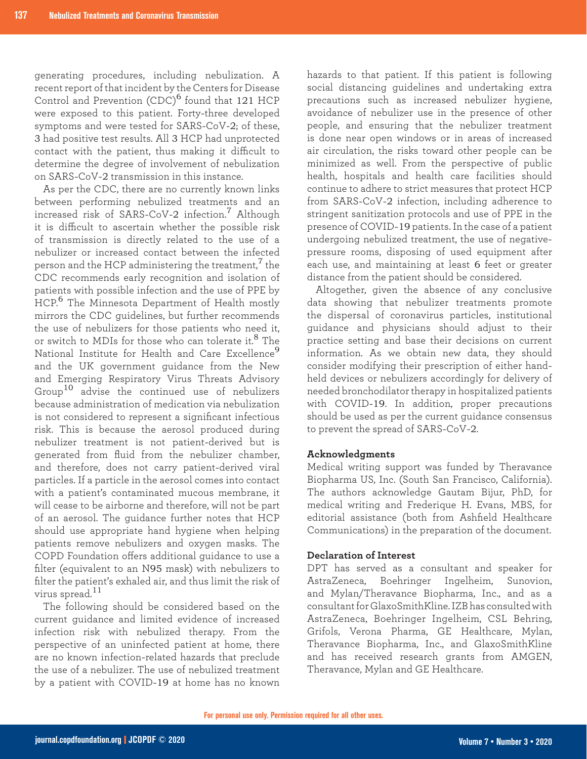generating procedures, including nebulization. A recent report of that incident by the Centers for Disease Control and Prevention (CDC)[6] found that 121 HCP were exposed to this patient. Forty-three developed symptoms and were tested for SARS-CoV-2; of these, 3 had positive test results. All 3 HCP had unprotected contact with the patient, thus making it difficult to determine the degree of involvement of nebulization on SARS-CoV-2 transmission in this instance.

As per the CDC, there are no currently known links between performing nebulized treatments and an increased risk of SARS-CoV-2 infection.[7] Although it is difficult to ascertain whether the possible risk of transmission is directly related to the use of a nebulizer or increased contact between the infected person and the HCP administering the treatment,[7] the CDC recommends early recognition and isolation of patients with possible infection and the use of PPE by HCP.[6] The Minnesota Department of Health mostly mirrors the CDC guidelines, but further recommends the use of nebulizers for those patients who need it, or switch to MDIs for those who can tolerate it.[8] The National Institute for Health and Care Excellence[9] and the UK government guidance from the New and Emerging Respiratory Virus Threats Advisory Group[10] advise the continued use of nebulizers because administration of medication via nebulization is not considered to represent a significant infectious risk. This is because the aerosol produced during nebulizer treatment is not patient-derived but is generated from fluid from the nebulizer chamber, and therefore, does not carry patient-derived viral particles. If a particle in the aerosol comes into contact with a patient's contaminated mucous membrane, it will cease to be airborne and therefore, will not be part of an aerosol. The guidance further notes that HCP should use appropriate hand hygiene when helping patients remove nebulizers and oxygen masks. The COPD Foundation offers additional guidance to use a filter (equivalent to an N95 mask) with nebulizers to filter the patient's exhaled air, and thus limit the risk of virus spread.[11]

The following should be considered based on the current guidance and limited evidence of increased infection risk with nebulized therapy. From the perspective of an uninfected patient at home, there are no known infection-related hazards that preclude the use of a nebulizer. The use of nebulized treatment by a patient with COVID-19 at home has no known hazards to that patient. If this patient is following social distancing guidelines and undertaking extra precautions such as increased nebulizer hygiene, avoidance of nebulizer use in the presence of other people, and ensuring that the nebulizer treatment is done near open windows or in areas of increased air circulation, the risks toward other people can be minimized as well. From the perspective of public health, hospitals and health care facilities should continue to adhere to strict measures that protect HCP from SARS-CoV-2 infection, including adherence to stringent sanitization protocols and use of PPE in the presence of COVID-19 patients. In the case of a patient undergoing nebulized treatment, the use of negative-pressure rooms, disposing of used equipment after each use, and maintaining at least 6 feet or greater distance from the patient should be considered.

Altogether, given the absence of any conclusive data showing that nebulizer treatments promote the dispersal of coronavirus particles, institutional guidance and physicians should adjust to their practice setting and base their decisions on current information. As we obtain new data, they should consider modifying their prescription of either hand-held devices or nebulizers accordingly for delivery of needed bronchodilator therapy in hospitalized patients with COVID-19. In addition, proper precautions should be used as per the current guidance consensus to prevent the spread of SARS-CoV-2.

### Acknowledgments

Medical writing support was funded by Theravance Biopharma US, Inc. (South San Francisco, California). The authors acknowledge Gautam Bijur, PhD, for medical writing and Frederique H. Evans, MBS, for editorial assistance (both from Ashfield Healthcare Communications) in the preparation of the document.

### Declaration of Interest

DPT has served as a consultant and speaker for AstraZeneca, Boehringer Ingelheim, Sunovion, and Mylan/Theravance Biopharma, Inc., and as a consultant for GlaxoSmithKline. IZB has consulted with AstraZeneca, Boehringer Ingelheim, CSL Behring, Grifols, Verona Pharma, GE Healthcare, Mylan, Theravance Biopharma, Inc., and GlaxoSmithKline and has received research grants from AMGEN, Theravance, Mylan and GE Healthcare.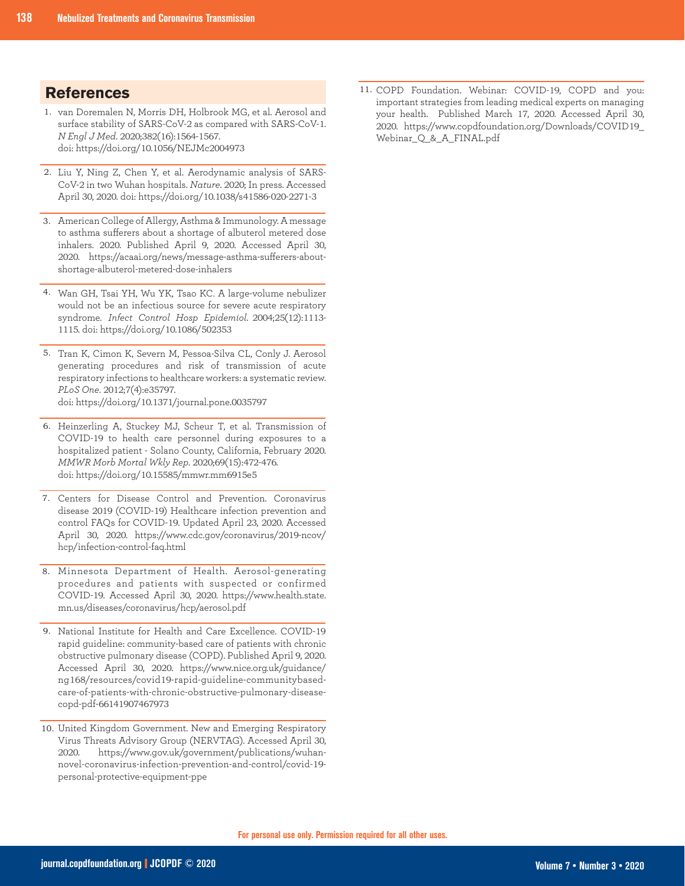## References

1. van Doremalen N, Morris DH, Holbrook MG, et al. Aerosol and surface stability of SARS-CoV-2 as compared with SARS-CoV-1. *N Engl J Med*. 2020;382(16):1564-1567. doi: https://doi.org/10.1056/NEJMc2004973
2. Liu Y, Ning Z, Chen Y, et al. Aerodynamic analysis of SARS-CoV-2 in two Wuhan hospitals. *Nature*. 2020; In press. Accessed April 30, 2020. doi: https://doi.org/10.1038/s41586-020-2271-3
3. American College of Allergy, Asthma & Immunology. A message to asthma sufferers about a shortage of albuterol metered dose inhalers. 2020. Published April 9, 2020. Accessed April 30, 2020. https://acaai.org/news/message-asthma-sufferers-about-shortage-albuterol-metered-dose-inhalers
4. Wan GH, Tsai YH, Wu YK, Tsao KC. A large-volume nebulizer would not be an infectious source for severe acute respiratory syndrome. *Infect Control Hosp Epidemiol*. 2004;25(12):1113-1115. doi: https://doi.org/10.1086/502353
5. Tran K, Cimon K, Severn M, Pessoa-Silva CL, Conly J. Aerosol generating procedures and risk of transmission of acute respiratory infections to healthcare workers: a systematic review. *PLoS One*. 2012;7(4):e35797. doi: https://doi.org/10.1371/journal.pone.0035797
6. Heinzerling A, Stuckey MJ, Scheur T, et al. Transmission of COVID-19 to health care personnel during exposures to a hospitalized patient - Solano County, California, February 2020. *MMWR Morb Mortal Wkly Rep*. 2020;69(15):472-476. doi: https://doi.org/10.15585/mmwr.mm6915e5
7. Centers for Disease Control and Prevention. Coronavirus disease 2019 (COVID-19) Healthcare infection prevention and control FAQs for COVID-19. Updated April 23, 2020. Accessed April 30, 2020. https://www.cdc.gov/coronavirus/2019-ncov/hcp/infection-control-faq.html
8. Minnesota Department of Health. Aerosol-generating procedures and patients with suspected or confirmed COVID-19. Accessed April 30, 2020. https://www.health.state.mn.us/diseases/coronavirus/hcp/aerosol.pdf
9. National Institute for Health and Care Excellence. COVID-19 rapid guideline: community-based care of patients with chronic obstructive pulmonary disease (COPD). Published April 9, 2020. Accessed April 30, 2020. https://www.nice.org.uk/guidance/ng168/resources/covid19-rapid-guideline-communitybased-care-of-patients-with-chronic-obstructive-pulmonary-disease-copd-pdf-66141907467973
10. United Kingdom Government. New and Emerging Respiratory Virus Threats Advisory Group (NERVTAG). Accessed April 30, 2020. https://www.gov.uk/government/publications/wuhan-novel-coronavirus-infection-prevention-and-control/covid-19-personal-protective-equipment-ppe
11. COPD Foundation. Webinar: COVID-19, COPD and you: important strategies from leading medical experts on managing your health. Published March 17, 2020. Accessed April 30, 2020. https://www.copdfoundation.org/Downloads/COVID19_Webinar_Q_&_A_FINAL.pdf

For personal use only. Permission required for all other uses.